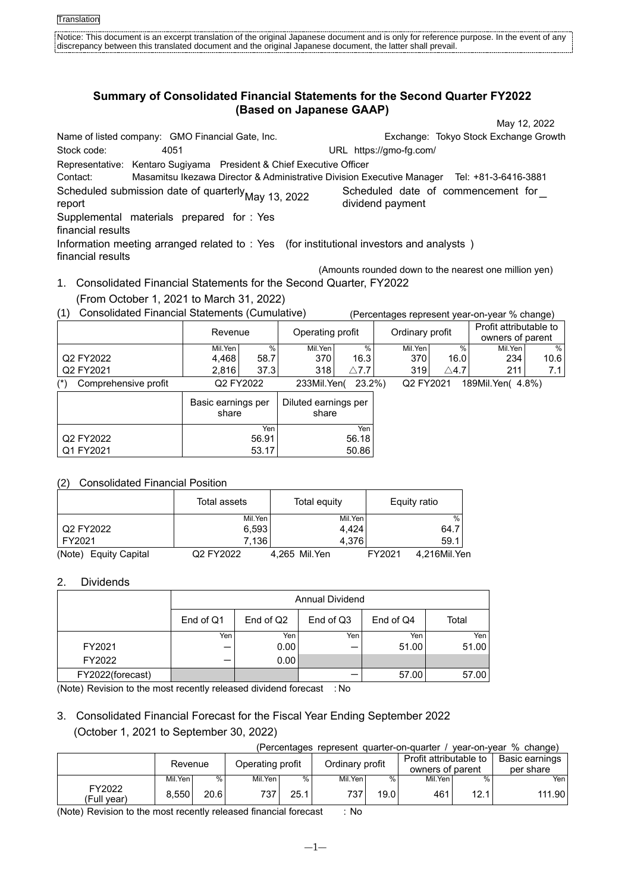Translation

Notice: This document is an excerpt translation of the original Japanese document and is only for reference purpose. In the event of any discrepancy between this translated document and the original Japanese document, the latter shall prevail.

# Summary of Consolidated Financial Statements for the Second Quarter FY2022 (Based on Japanese GAAP)

May 12, 2022

Name of listed company: GMO Financial Gate, Inc. Exchange: Tokyo Stock Exchange Growth

Stock code: 4051 URL https://gmo-fg.com/

Representative: Kentaro Sugiyama President & Chief Executive Officer

Contact: Masamitsu Ikezawa Director & Administrative Division Executive Manager Tel: +81-3-6416-3881

Scheduled submission date of quarterly report: May 13, 2022 Scheduled date of commencement for dividend payment: ―

Supplemental materials prepared for financial results: Yes

Information meeting arranged related to financial results: Yes (for institutional investors and analysts )

(Amounts rounded down to the nearest one million yen)

1. Consolidated Financial Statements for the Second Quarter, FY2022
   (From October 1, 2021 to March 31, 2022)

(1) Consolidated Financial Statements (Cumulative)

(Percentages represent year-on-year % change)

| | Revenue | | Operating profit | | Ordinary profit | | Profit attributable to owners of parent | |
|---|---|---|---|---|---|---|---|---|
| | Mil.Yen | % | Mil.Yen | % | Mil.Yen | % | Mil.Yen | % |
| Q2 FY2022 | 4,468 | 58.7 | 370 | 16.3 | 370 | 16.0 | 234 | 10.6 |
| Q2 FY2021 | 2,816 | 37.3 | 318 | △7.7 | 319 | △4.7 | 211 | 7.1 |

(*) Comprehensive profit Q2 FY2022 233Mil.Yen( 23.2%) Q2 FY2021 189Mil.Yen( 4.8%)

| | Basic earnings per share | Diluted earnings per share |
|---|---|---|
| | Yen | Yen |
| Q2 FY2022 | 56.91 | 56.18 |
| Q1 FY2021 | 53.17 | 50.86 |

(2) Consolidated Financial Position

| | Total assets | Total equity | Equity ratio |
|---|---|---|---|
| | Mil.Yen | Mil.Yen | % |
| Q2 FY2022 | 6,593 | 4,424 | 64.7 |
| FY2021 | 7,136 | 4,376 | 59.1 |

(Note) Equity Capital Q2 FY2022 4,265 Mil.Yen FY2021 4,216Mil.Yen

2. Dividends

| | Annual Dividend | | | | |
|---|---|---|---|---|---|
| | End of Q1 | End of Q2 | End of Q3 | End of Q4 | Total |
| | Yen | Yen | Yen | Yen | Yen |
| FY2021 | ― | 0.00 | ― | 51.00 | 51.00 |
| FY2022 | ― | 0.00 | | | |
| FY2022(forecast) | | | ― | 57.00 | 57.00 |

(Note) Revision to the most recently released dividend forecast : No

3. Consolidated Financial Forecast for the Fiscal Year Ending September 2022
   (October 1, 2021 to September 30, 2022)

(Percentages represent quarter-on-quarter / year-on-year % change)

| | Revenue | | Operating profit | | Ordinary profit | | Profit attributable to owners of parent | | Basic earnings per share |
|---|---|---|---|---|---|---|---|---|---|
| | Mil.Yen | % | Mil.Yen | % | Mil.Yen | % | Mil.Yen | % | Yen |
| FY2022 (Full year) | 8,550 | 20.6 | 737 | 25.1 | 737 | 19.0 | 461 | 12.1 | 111.90 |

(Note) Revision to the most recently released financial forecast : No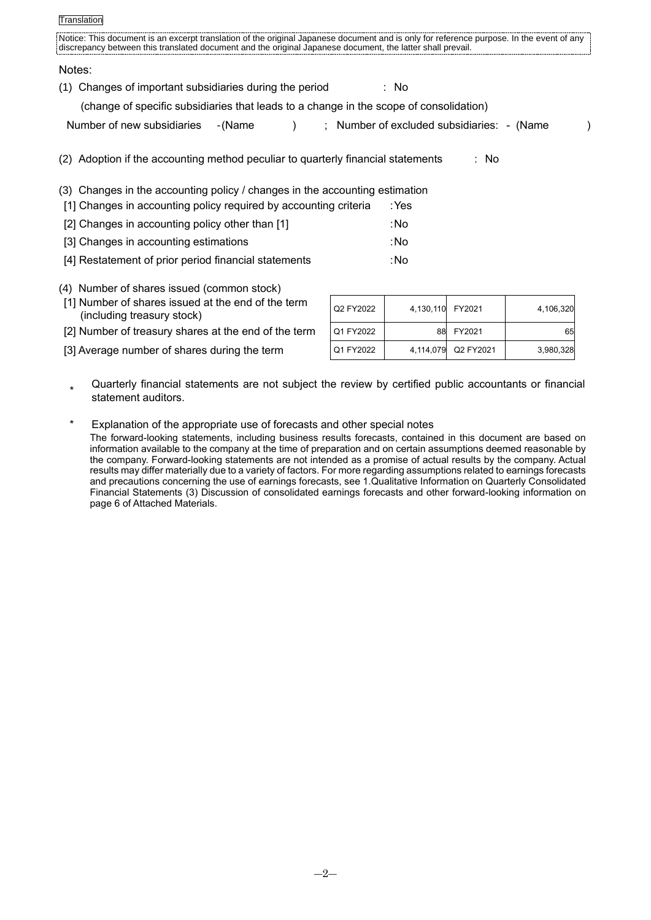Translation

Notice: This document is an excerpt translation of the original Japanese document and is only for reference purpose. In the event of any discrepancy between this translated document and the original Japanese document, the latter shall prevail.

Notes:

(1) Changes of important subsidiaries during the period : No

(change of specific subsidiaries that leads to a change in the scope of consolidation)

Number of new subsidiaries -(Name ) ; Number of excluded subsidiaries: - (Name )

(2) Adoption if the accounting method peculiar to quarterly financial statements : No

(3) Changes in the accounting policy / changes in the accounting estimation

[1] Changes in accounting policy required by accounting criteria :Yes

[2] Changes in accounting policy other than [1] :No

[3] Changes in accounting estimations :No

[4] Restatement of prior period financial statements :No

(4) Number of shares issued (common stock)

| | | | | |
|---|---|---|---|---|
| [1] Number of shares issued at the end of the term (including treasury stock) | Q2 FY2022 | 4,130,110 | FY2021 | 4,106,320 |
| [2] Number of treasury shares at the end of the term | Q1 FY2022 | 88 | FY2021 | 65 |
| [3] Average number of shares during the term | Q1 FY2022 | 4,114,079 | Q2 FY2021 | 3,980,328 |

\* Quarterly financial statements are not subject the review by certified public accountants or financial statement auditors.

\* Explanation of the appropriate use of forecasts and other special notes

The forward-looking statements, including business results forecasts, contained in this document are based on information available to the company at the time of preparation and on certain assumptions deemed reasonable by the company. Forward-looking statements are not intended as a promise of actual results by the company. Actual results may differ materially due to a variety of factors. For more regarding assumptions related to earnings forecasts and precautions concerning the use of earnings forecasts, see 1.Qualitative Information on Quarterly Consolidated Financial Statements (3) Discussion of consolidated earnings forecasts and other forward-looking information on page 6 of Attached Materials.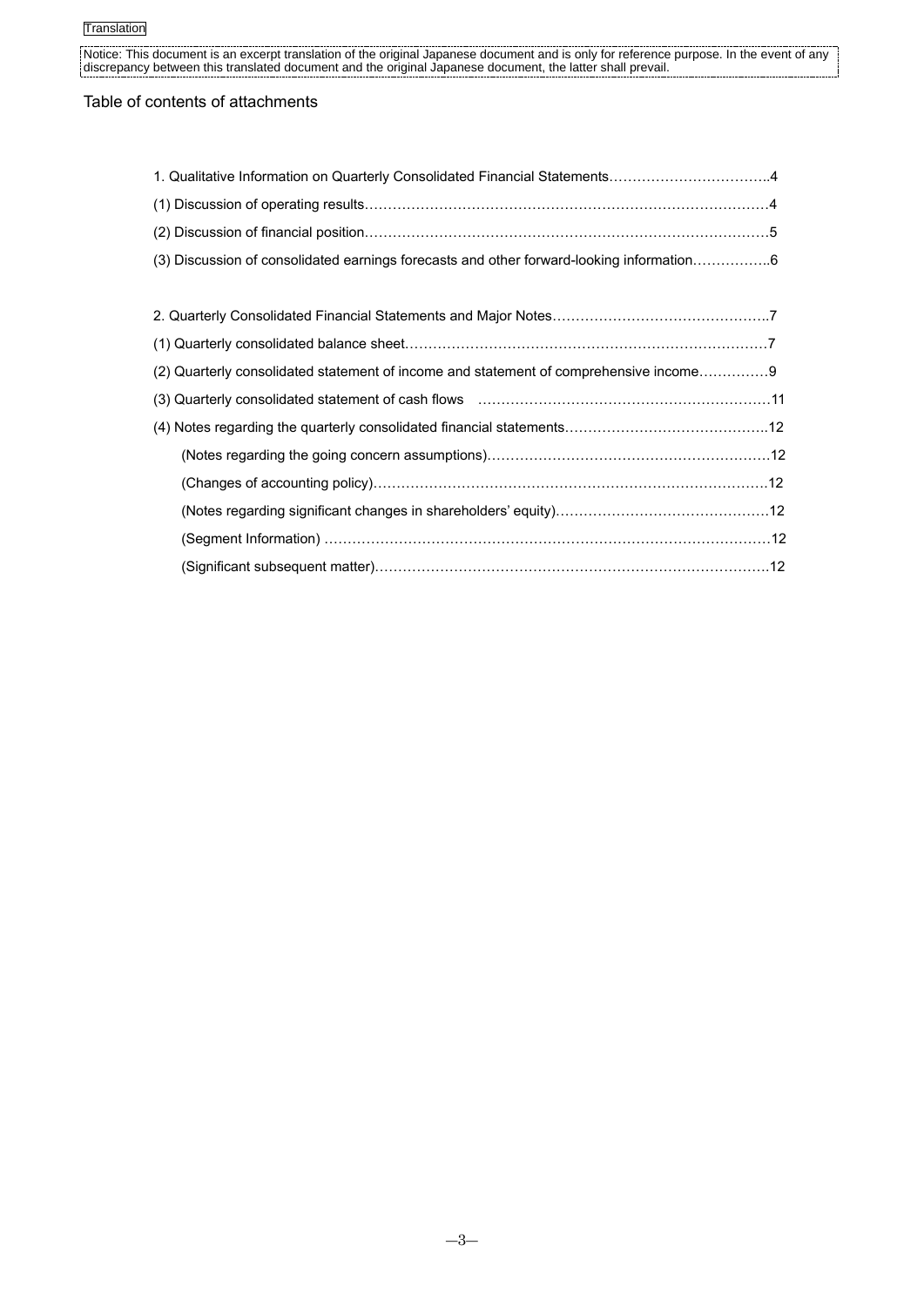Translation

Notice: This document is an excerpt translation of the original Japanese document and is only for reference purpose. In the event of any discrepancy between this translated document and the original Japanese document, the latter shall prevail.

## Table of contents of attachments

1. Qualitative Information on Quarterly Consolidated Financial Statements……………………………..4

(1) Discussion of operating results……………………………………………………………………………4

(2) Discussion of financial position……………………………………………………………………………5

(3) Discussion of consolidated earnings forecasts and other forward-looking information……………..6

2. Quarterly Consolidated Financial Statements and Major Notes………………………………………..7

(1) Quarterly consolidated balance sheet……………………………………………………………………7

(2) Quarterly consolidated statement of income and statement of comprehensive income……………9

(3) Quarterly consolidated statement of cash flows ………………………………………………………11

(4) Notes regarding the quarterly consolidated financial statements……………………………………..12

(Notes regarding the going concern assumptions)……………………………………………………12

(Changes of accounting policy)…………………………………………………………………………..12

(Notes regarding significant changes in shareholders' equity)………………………………………12

(Segment Information) ……………………………………………………………………………………12

(Significant subsequent matter)…………………………………………………………………………..12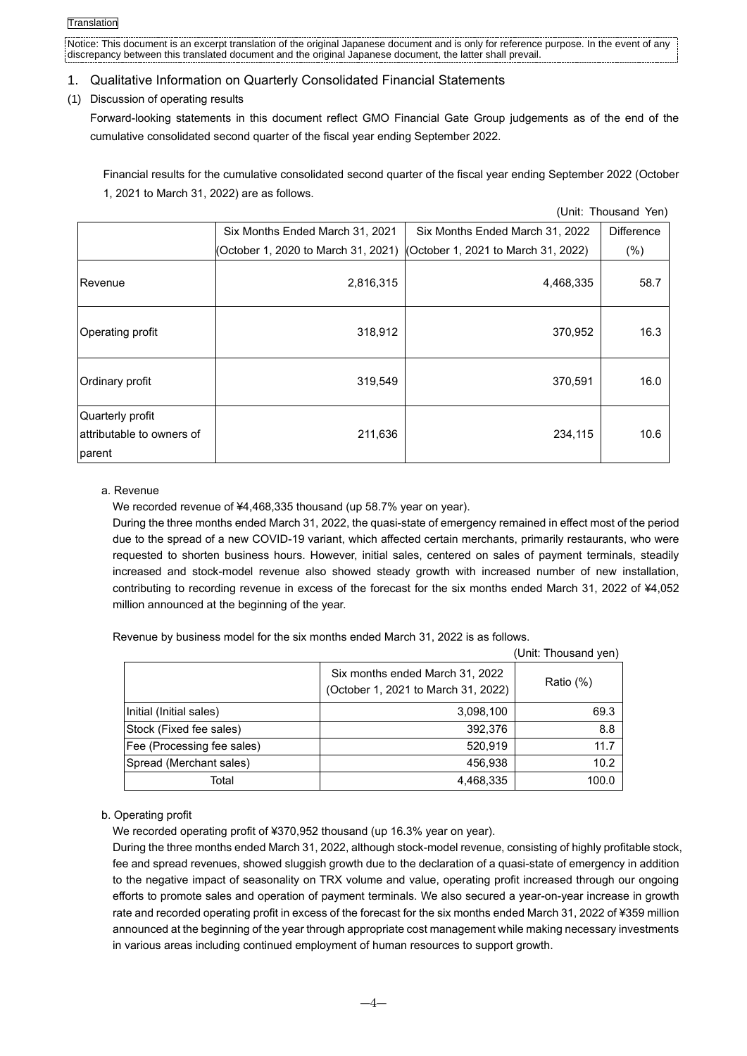Translation

Notice: This document is an excerpt translation of the original Japanese document and is only for reference purpose. In the event of any discrepancy between this translated document and the original Japanese document, the latter shall prevail.

## 1. Qualitative Information on Quarterly Consolidated Financial Statements

### (1) Discussion of operating results

Forward-looking statements in this document reflect GMO Financial Gate Group judgements as of the end of the cumulative consolidated second quarter of the fiscal year ending September 2022.

Financial results for the cumulative consolidated second quarter of the fiscal year ending September 2022 (October 1, 2021 to March 31, 2022) are as follows.

(Unit: Thousand Yen)

| | Six Months Ended March 31, 2021 (October 1, 2020 to March 31, 2021) | Six Months Ended March 31, 2022 (October 1, 2021 to March 31, 2022) | Difference (%) |
|---|---|---|---|
| Revenue | 2,816,315 | 4,468,335 | 58.7 |
| Operating profit | 318,912 | 370,952 | 16.3 |
| Ordinary profit | 319,549 | 370,591 | 16.0 |
| Quarterly profit attributable to owners of parent | 211,636 | 234,115 | 10.6 |

a. Revenue

We recorded revenue of ¥4,468,335 thousand (up 58.7% year on year).

During the three months ended March 31, 2022, the quasi-state of emergency remained in effect most of the period due to the spread of a new COVID-19 variant, which affected certain merchants, primarily restaurants, who were requested to shorten business hours. However, initial sales, centered on sales of payment terminals, steadily increased and stock-model revenue also showed steady growth with increased number of new installation, contributing to recording revenue in excess of the forecast for the six months ended March 31, 2022 of ¥4,052 million announced at the beginning of the year.

Revenue by business model for the six months ended March 31, 2022 is as follows.

(Unit: Thousand yen)

| | Six months ended March 31, 2022 (October 1, 2021 to March 31, 2022) | Ratio (%) |
|---|---|---|
| Initial (Initial sales) | 3,098,100 | 69.3 |
| Stock (Fixed fee sales) | 392,376 | 8.8 |
| Fee (Processing fee sales) | 520,919 | 11.7 |
| Spread (Merchant sales) | 456,938 | 10.2 |
| Total | 4,468,335 | 100.0 |

b. Operating profit

We recorded operating profit of ¥370,952 thousand (up 16.3% year on year).

During the three months ended March 31, 2022, although stock-model revenue, consisting of highly profitable stock, fee and spread revenues, showed sluggish growth due to the declaration of a quasi-state of emergency in addition to the negative impact of seasonality on TRX volume and value, operating profit increased through our ongoing efforts to promote sales and operation of payment terminals. We also secured a year-on-year increase in growth rate and recorded operating profit in excess of the forecast for the six months ended March 31, 2022 of ¥359 million announced at the beginning of the year through appropriate cost management while making necessary investments in various areas including continued employment of human resources to support growth.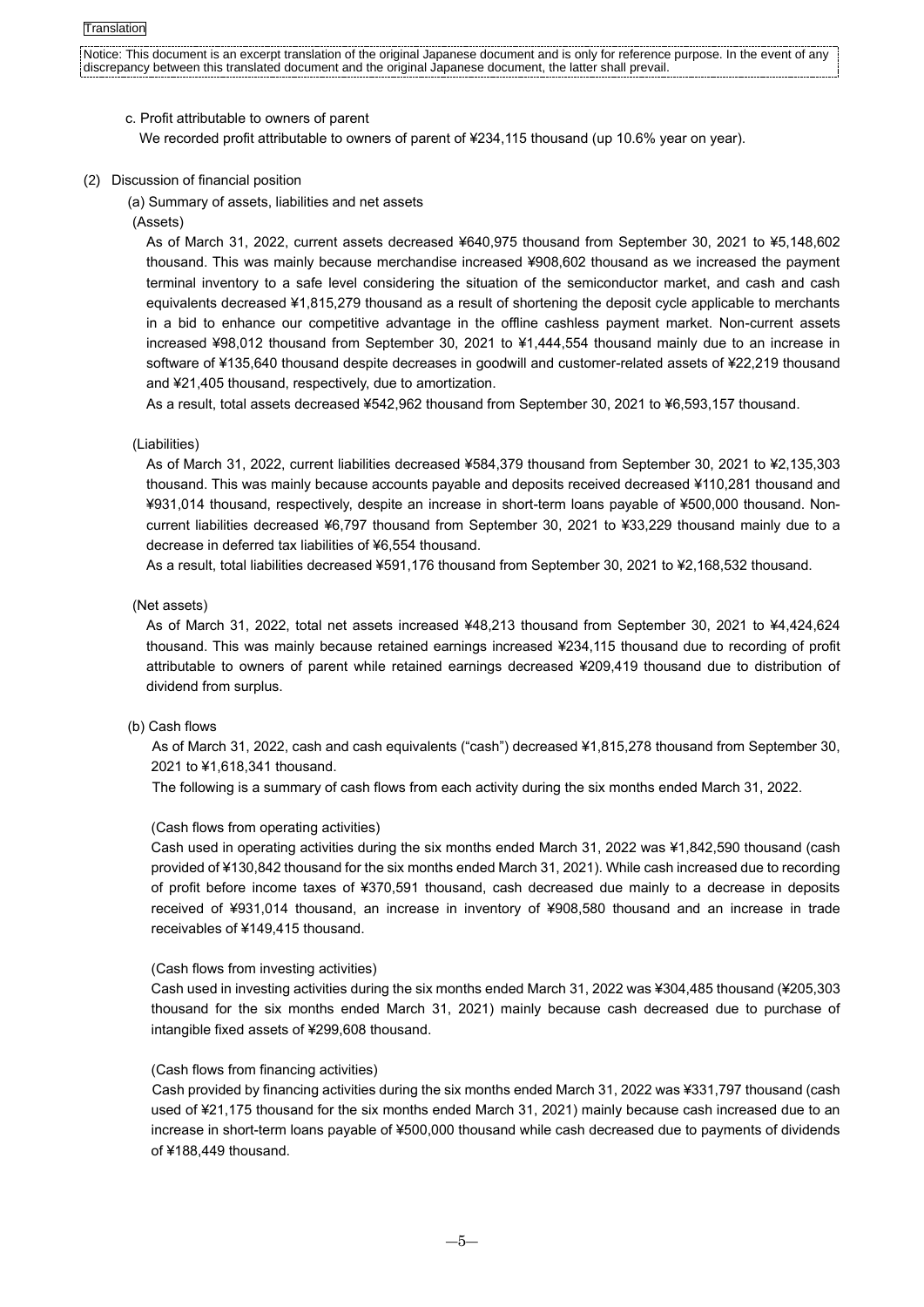Translation

Notice: This document is an excerpt translation of the original Japanese document and is only for reference purpose. In the event of any discrepancy between this translated document and the original Japanese document, the latter shall prevail.

c. Profit attributable to owners of parent

We recorded profit attributable to owners of parent of ¥234,115 thousand (up 10.6% year on year).

(2) Discussion of financial position

(a) Summary of assets, liabilities and net assets

(Assets)

As of March 31, 2022, current assets decreased ¥640,975 thousand from September 30, 2021 to ¥5,148,602 thousand. This was mainly because merchandise increased ¥908,602 thousand as we increased the payment terminal inventory to a safe level considering the situation of the semiconductor market, and cash and cash equivalents decreased ¥1,815,279 thousand as a result of shortening the deposit cycle applicable to merchants in a bid to enhance our competitive advantage in the offline cashless payment market. Non-current assets increased ¥98,012 thousand from September 30, 2021 to ¥1,444,554 thousand mainly due to an increase in software of ¥135,640 thousand despite decreases in goodwill and customer-related assets of ¥22,219 thousand and ¥21,405 thousand, respectively, due to amortization.

As a result, total assets decreased ¥542,962 thousand from September 30, 2021 to ¥6,593,157 thousand.

(Liabilities)

As of March 31, 2022, current liabilities decreased ¥584,379 thousand from September 30, 2021 to ¥2,135,303 thousand. This was mainly because accounts payable and deposits received decreased ¥110,281 thousand and ¥931,014 thousand, respectively, despite an increase in short-term loans payable of ¥500,000 thousand. Non-current liabilities decreased ¥6,797 thousand from September 30, 2021 to ¥33,229 thousand mainly due to a decrease in deferred tax liabilities of ¥6,554 thousand.

As a result, total liabilities decreased ¥591,176 thousand from September 30, 2021 to ¥2,168,532 thousand.

(Net assets)

As of March 31, 2022, total net assets increased ¥48,213 thousand from September 30, 2021 to ¥4,424,624 thousand. This was mainly because retained earnings increased ¥234,115 thousand due to recording of profit attributable to owners of parent while retained earnings decreased ¥209,419 thousand due to distribution of dividend from surplus.

(b) Cash flows

As of March 31, 2022, cash and cash equivalents ("cash") decreased ¥1,815,278 thousand from September 30, 2021 to ¥1,618,341 thousand.

The following is a summary of cash flows from each activity during the six months ended March 31, 2022.

(Cash flows from operating activities)

Cash used in operating activities during the six months ended March 31, 2022 was ¥1,842,590 thousand (cash provided of ¥130,842 thousand for the six months ended March 31, 2021). While cash increased due to recording of profit before income taxes of ¥370,591 thousand, cash decreased due mainly to a decrease in deposits received of ¥931,014 thousand, an increase in inventory of ¥908,580 thousand and an increase in trade receivables of ¥149,415 thousand.

(Cash flows from investing activities)

Cash used in investing activities during the six months ended March 31, 2022 was ¥304,485 thousand (¥205,303 thousand for the six months ended March 31, 2021) mainly because cash decreased due to purchase of intangible fixed assets of ¥299,608 thousand.

(Cash flows from financing activities)

Cash provided by financing activities during the six months ended March 31, 2022 was ¥331,797 thousand (cash used of ¥21,175 thousand for the six months ended March 31, 2021) mainly because cash increased due to an increase in short-term loans payable of ¥500,000 thousand while cash decreased due to payments of dividends of ¥188,449 thousand.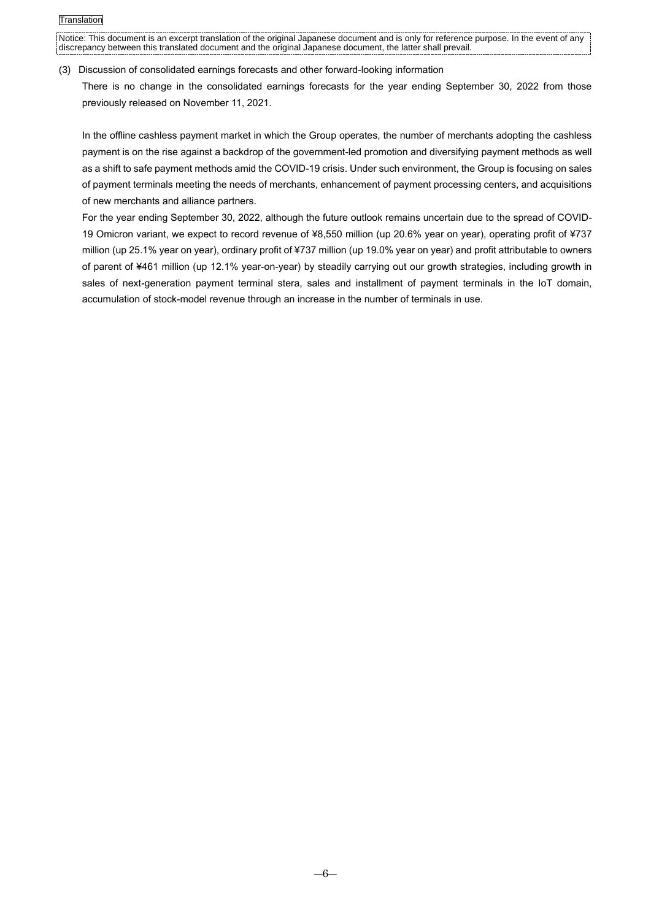Translation

Notice: This document is an excerpt translation of the original Japanese document and is only for reference purpose. In the event of any discrepancy between this translated document and the original Japanese document, the latter shall prevail.

(3) Discussion of consolidated earnings forecasts and other forward-looking information

There is no change in the consolidated earnings forecasts for the year ending September 30, 2022 from those previously released on November 11, 2021.

In the offline cashless payment market in which the Group operates, the number of merchants adopting the cashless payment is on the rise against a backdrop of the government-led promotion and diversifying payment methods as well as a shift to safe payment methods amid the COVID-19 crisis. Under such environment, the Group is focusing on sales of payment terminals meeting the needs of merchants, enhancement of payment processing centers, and acquisitions of new merchants and alliance partners.

For the year ending September 30, 2022, although the future outlook remains uncertain due to the spread of COVID-19 Omicron variant, we expect to record revenue of ¥8,550 million (up 20.6% year on year), operating profit of ¥737 million (up 25.1% year on year), ordinary profit of ¥737 million (up 19.0% year on year) and profit attributable to owners of parent of ¥461 million (up 12.1% year-on-year) by steadily carrying out our growth strategies, including growth in sales of next-generation payment terminal stera, sales and installment of payment terminals in the IoT domain, accumulation of stock-model revenue through an increase in the number of terminals in use.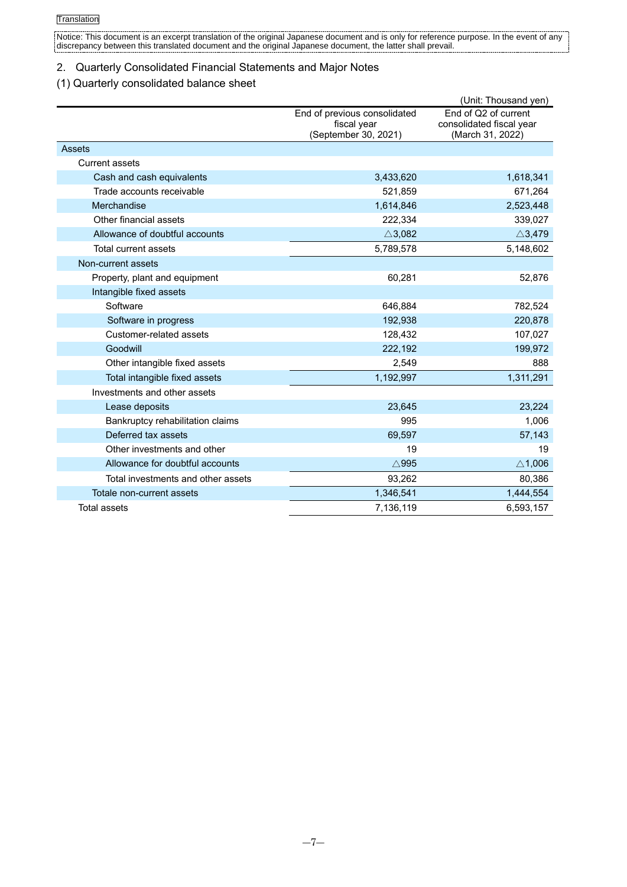Translation

Notice: This document is an excerpt translation of the original Japanese document and is only for reference purpose. In the event of any discrepancy between this translated document and the original Japanese document, the latter shall prevail.

## 2. Quarterly Consolidated Financial Statements and Major Notes

### (1) Quarterly consolidated balance sheet

(Unit: Thousand yen)

| | End of previous consolidated fiscal year (September 30, 2021) | End of Q2 of current consolidated fiscal year (March 31, 2022) |
|---|---|---|
| Assets | | |
| Current assets | | |
| Cash and cash equivalents | 3,433,620 | 1,618,341 |
| Trade accounts receivable | 521,859 | 671,264 |
| Merchandise | 1,614,846 | 2,523,448 |
| Other financial assets | 222,334 | 339,027 |
| Allowance of doubtful accounts | △3,082 | △3,479 |
| Total current assets | 5,789,578 | 5,148,602 |
| Non-current assets | | |
| Property, plant and equipment | 60,281 | 52,876 |
| Intangible fixed assets | | |
| Software | 646,884 | 782,524 |
| Software in progress | 192,938 | 220,878 |
| Customer-related assets | 128,432 | 107,027 |
| Goodwill | 222,192 | 199,972 |
| Other intangible fixed assets | 2,549 | 888 |
| Total intangible fixed assets | 1,192,997 | 1,311,291 |
| Investments and other assets | | |
| Lease deposits | 23,645 | 23,224 |
| Bankruptcy rehabilitation claims | 995 | 1,006 |
| Deferred tax assets | 69,597 | 57,143 |
| Other investments and other | 19 | 19 |
| Allowance for doubtful accounts | △995 | △1,006 |
| Total investments and other assets | 93,262 | 80,386 |
| Totale non-current assets | 1,346,541 | 1,444,554 |
| Total assets | 7,136,119 | 6,593,157 |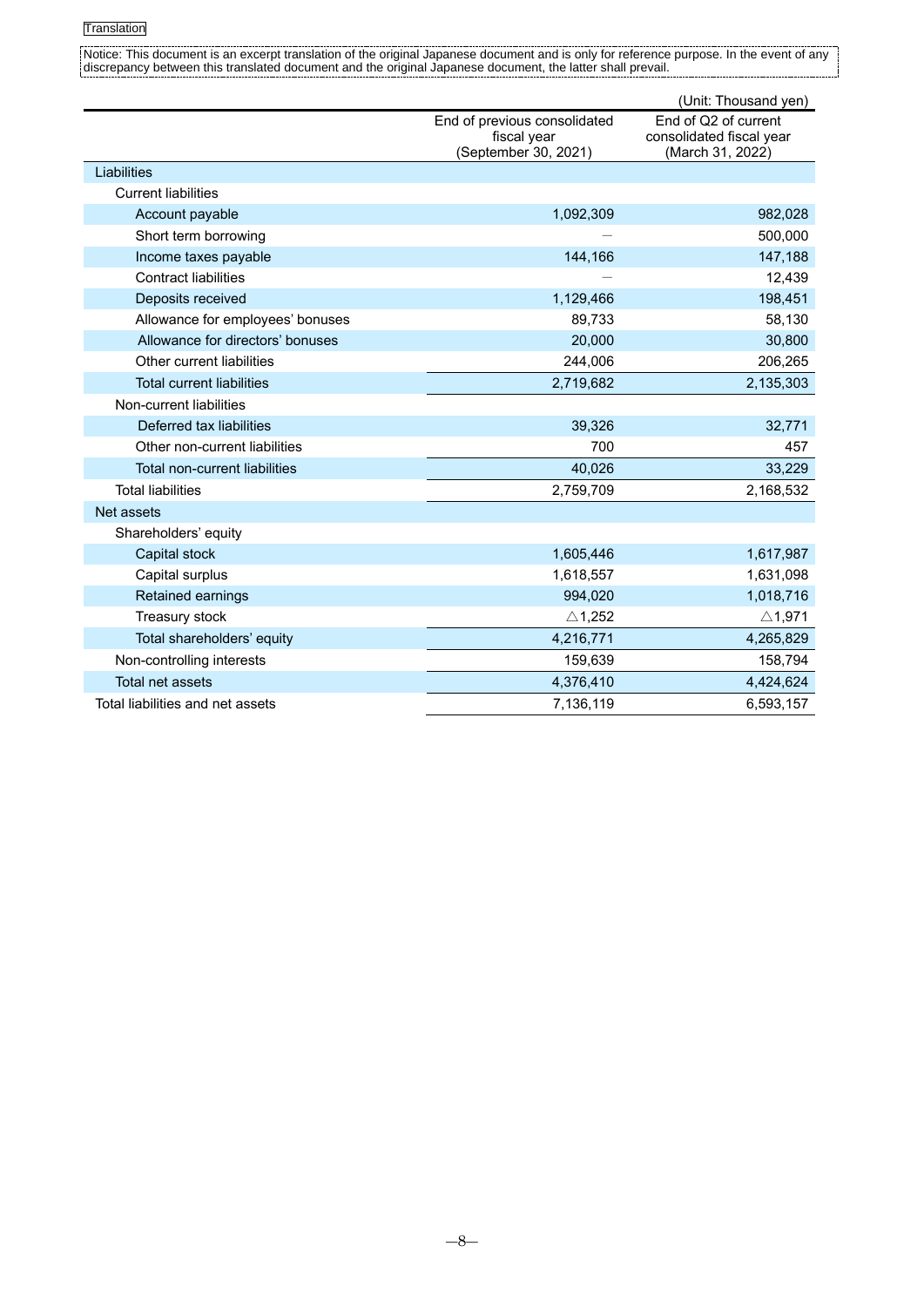Translation

Notice: This document is an excerpt translation of the original Japanese document and is only for reference purpose. In the event of any discrepancy between this translated document and the original Japanese document, the latter shall prevail.

(Unit: Thousand yen)

| | End of previous consolidated fiscal year (September 30, 2021) | End of Q2 of current consolidated fiscal year (March 31, 2022) |
|---|---|---|
| Liabilities | | |
| Current liabilities | | |
| Account payable | 1,092,309 | 982,028 |
| Short term borrowing | — | 500,000 |
| Income taxes payable | 144,166 | 147,188 |
| Contract liabilities | — | 12,439 |
| Deposits received | 1,129,466 | 198,451 |
| Allowance for employees' bonuses | 89,733 | 58,130 |
| Allowance for directors' bonuses | 20,000 | 30,800 |
| Other current liabilities | 244,006 | 206,265 |
| Total current liabilities | 2,719,682 | 2,135,303 |
| Non-current liabilities | | |
| Deferred tax liabilities | 39,326 | 32,771 |
| Other non-current liabilities | 700 | 457 |
| Total non-current liabilities | 40,026 | 33,229 |
| Total liabilities | 2,759,709 | 2,168,532 |
| Net assets | | |
| Shareholders' equity | | |
| Capital stock | 1,605,446 | 1,617,987 |
| Capital surplus | 1,618,557 | 1,631,098 |
| Retained earnings | 994,020 | 1,018,716 |
| Treasury stock | △1,252 | △1,971 |
| Total shareholders' equity | 4,216,771 | 4,265,829 |
| Non-controlling interests | 159,639 | 158,794 |
| Total net assets | 4,376,410 | 4,424,624 |
| Total liabilities and net assets | 7,136,119 | 6,593,157 |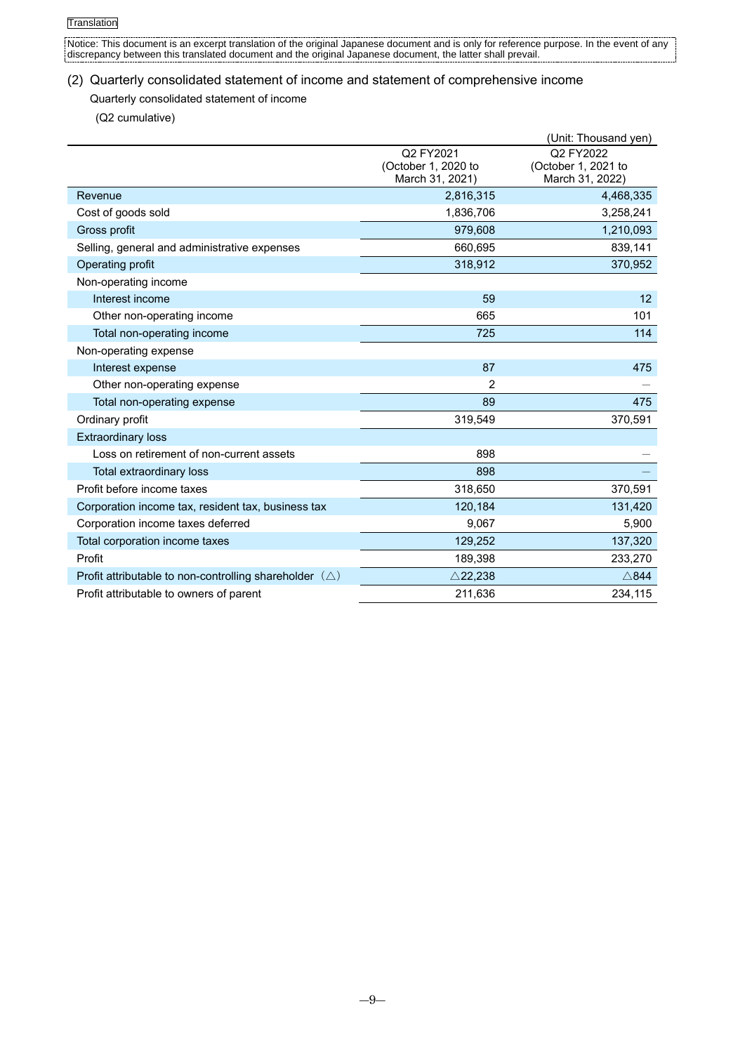Translation

Notice: This document is an excerpt translation of the original Japanese document and is only for reference purpose. In the event of any discrepancy between this translated document and the original Japanese document, the latter shall prevail.

## (2) Quarterly consolidated statement of income and statement of comprehensive income

Quarterly consolidated statement of income

(Q2 cumulative)

(Unit: Thousand yen)

| | Q2 FY2021 (October 1, 2020 to March 31, 2021) | Q2 FY2022 (October 1, 2021 to March 31, 2022) |
|---|---|---|
| Revenue | 2,816,315 | 4,468,335 |
| Cost of goods sold | 1,836,706 | 3,258,241 |
| Gross profit | 979,608 | 1,210,093 |
| Selling, general and administrative expenses | 660,695 | 839,141 |
| Operating profit | 318,912 | 370,952 |
| Non-operating income | | |
| Interest income | 59 | 12 |
| Other non-operating income | 665 | 101 |
| Total non-operating income | 725 | 114 |
| Non-operating expense | | |
| Interest expense | 87 | 475 |
| Other non-operating expense | 2 | — |
| Total non-operating expense | 89 | 475 |
| Ordinary profit | 319,549 | 370,591 |
| Extraordinary loss | | |
| Loss on retirement of non-current assets | 898 | — |
| Total extraordinary loss | 898 | — |
| Profit before income taxes | 318,650 | 370,591 |
| Corporation income tax, resident tax, business tax | 120,184 | 131,420 |
| Corporation income taxes deferred | 9,067 | 5,900 |
| Total corporation income taxes | 129,252 | 137,320 |
| Profit | 189,398 | 233,270 |
| Profit attributable to non-controlling shareholder （△） | △22,238 | △844 |
| Profit attributable to owners of parent | 211,636 | 234,115 |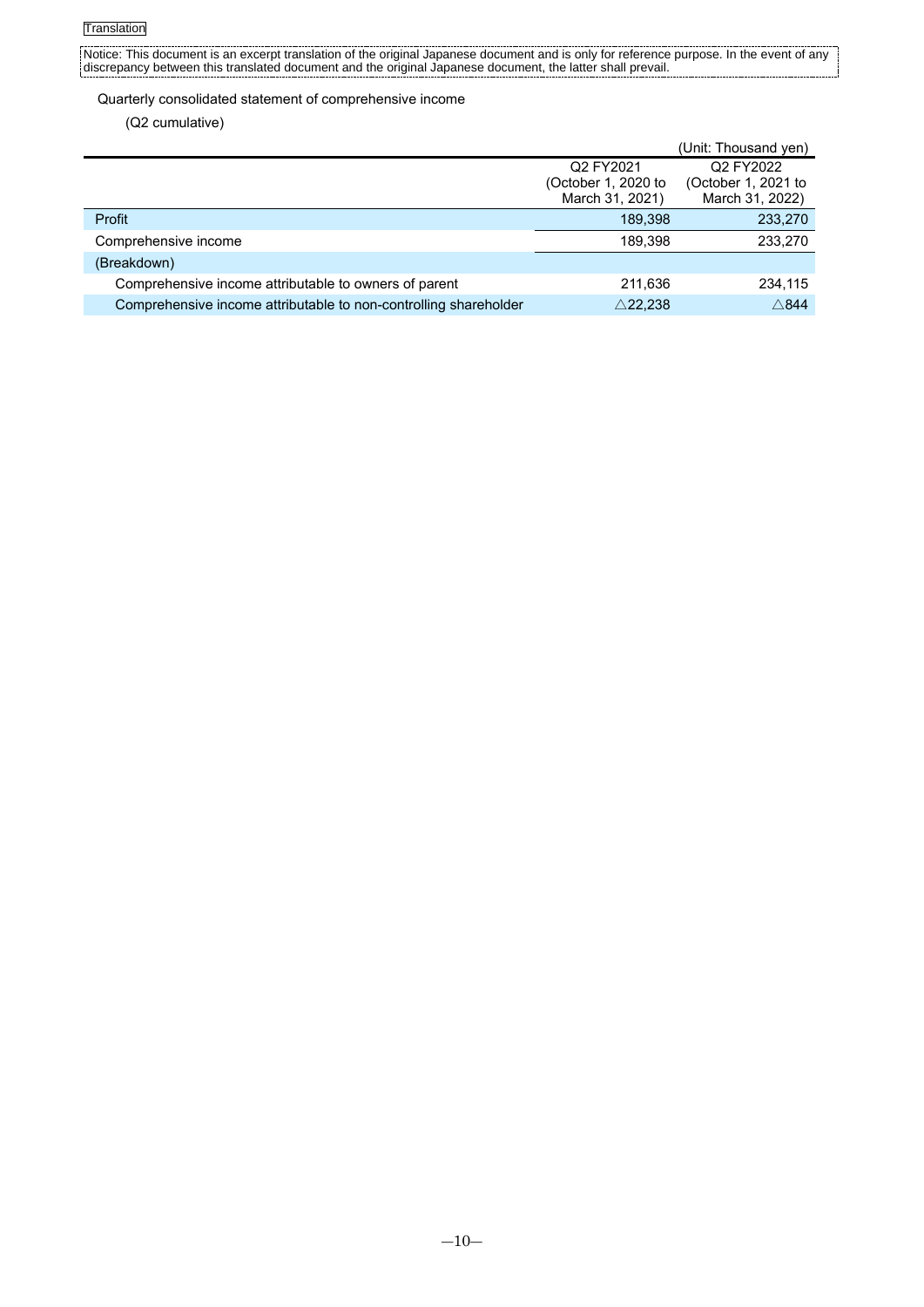Translation

Notice: This document is an excerpt translation of the original Japanese document and is only for reference purpose. In the event of any discrepancy between this translated document and the original Japanese document, the latter shall prevail.

Quarterly consolidated statement of comprehensive income

(Q2 cumulative)

(Unit: Thousand yen)

| | Q2 FY2021 (October 1, 2020 to March 31, 2021) | Q2 FY2022 (October 1, 2021 to March 31, 2022) |
|---|---|---|
| Profit | 189,398 | 233,270 |
| Comprehensive income | 189,398 | 233,270 |
| (Breakdown) | | |
| Comprehensive income attributable to owners of parent | 211,636 | 234,115 |
| Comprehensive income attributable to non-controlling shareholder | △22,238 | △844 |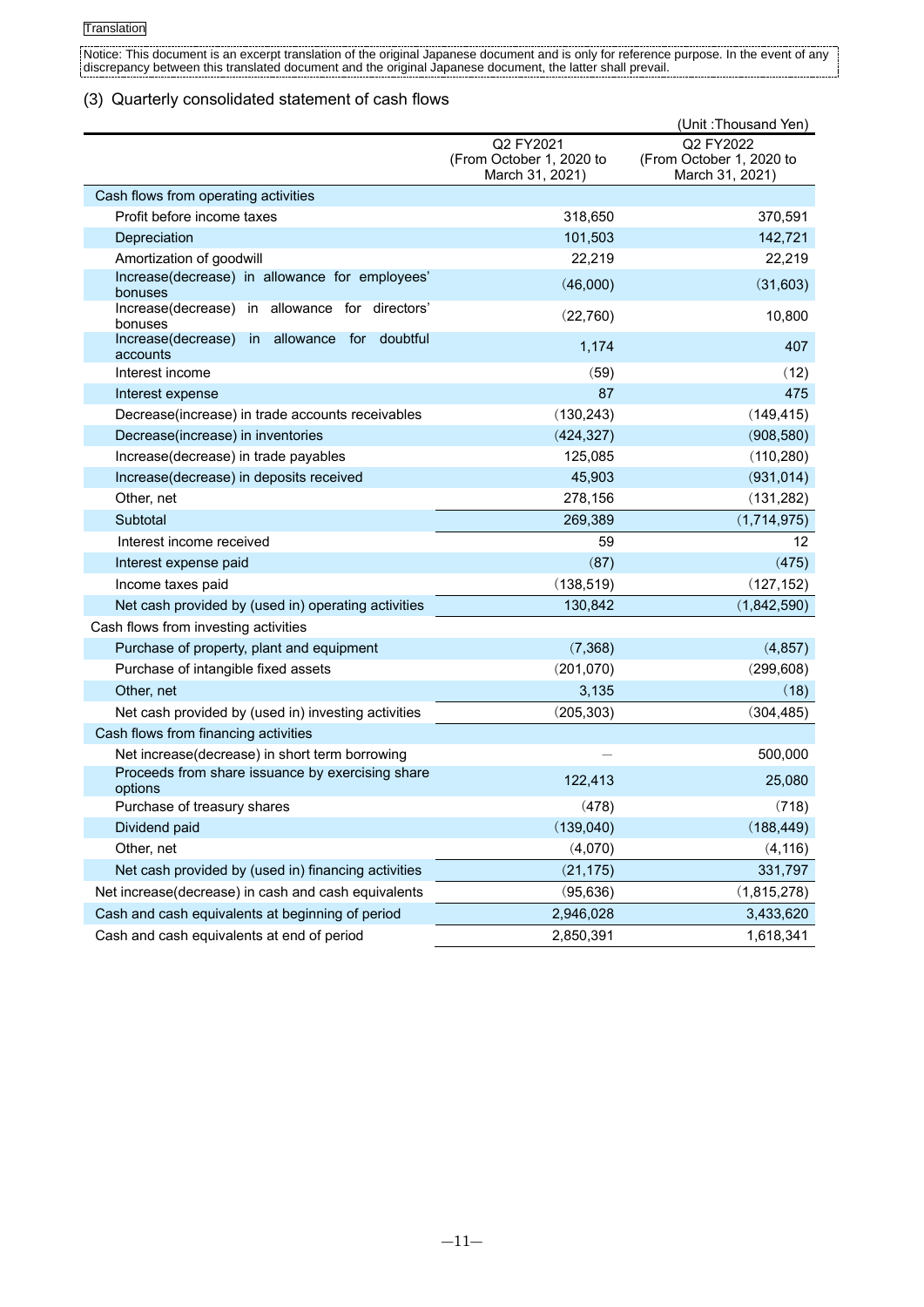Translation

Notice: This document is an excerpt translation of the original Japanese document and is only for reference purpose. In the event of any discrepancy between this translated document and the original Japanese document, the latter shall prevail.

## (3) Quarterly consolidated statement of cash flows

(Unit :Thousand Yen)

| | Q2 FY2021 (From October 1, 2020 to March 31, 2021) | Q2 FY2022 (From October 1, 2020 to March 31, 2021) |
|---|---|---|
| Cash flows from operating activities | | |
| Profit before income taxes | 318,650 | 370,591 |
| Depreciation | 101,503 | 142,721 |
| Amortization of goodwill | 22,219 | 22,219 |
| Increase(decrease) in allowance for employees' bonuses | (46,000) | (31,603) |
| Increase(decrease) in allowance for directors' bonuses | (22,760) | 10,800 |
| Increase(decrease) in allowance for doubtful accounts | 1,174 | 407 |
| Interest income | (59) | (12) |
| Interest expense | 87 | 475 |
| Decrease(increase) in trade accounts receivables | (130,243) | (149,415) |
| Decrease(increase) in inventories | (424,327) | (908,580) |
| Increase(decrease) in trade payables | 125,085 | (110,280) |
| Increase(decrease) in deposits received | 45,903 | (931,014) |
| Other, net | 278,156 | (131,282) |
| Subtotal | 269,389 | (1,714,975) |
| Interest income received | 59 | 12 |
| Interest expense paid | (87) | (475) |
| Income taxes paid | (138,519) | (127,152) |
| Net cash provided by (used in) operating activities | 130,842 | (1,842,590) |
| Cash flows from investing activities | | |
| Purchase of property, plant and equipment | (7,368) | (4,857) |
| Purchase of intangible fixed assets | (201,070) | (299,608) |
| Other, net | 3,135 | (18) |
| Net cash provided by (used in) investing activities | (205,303) | (304,485) |
| Cash flows from financing activities | | |
| Net increase(decrease) in short term borrowing | — | 500,000 |
| Proceeds from share issuance by exercising share options | 122,413 | 25,080 |
| Purchase of treasury shares | (478) | (718) |
| Dividend paid | (139,040) | (188,449) |
| Other, net | (4,070) | (4,116) |
| Net cash provided by (used in) financing activities | (21,175) | 331,797 |
| Net increase(decrease) in cash and cash equivalents | (95,636) | (1,815,278) |
| Cash and cash equivalents at beginning of period | 2,946,028 | 3,433,620 |
| Cash and cash equivalents at end of period | 2,850,391 | 1,618,341 |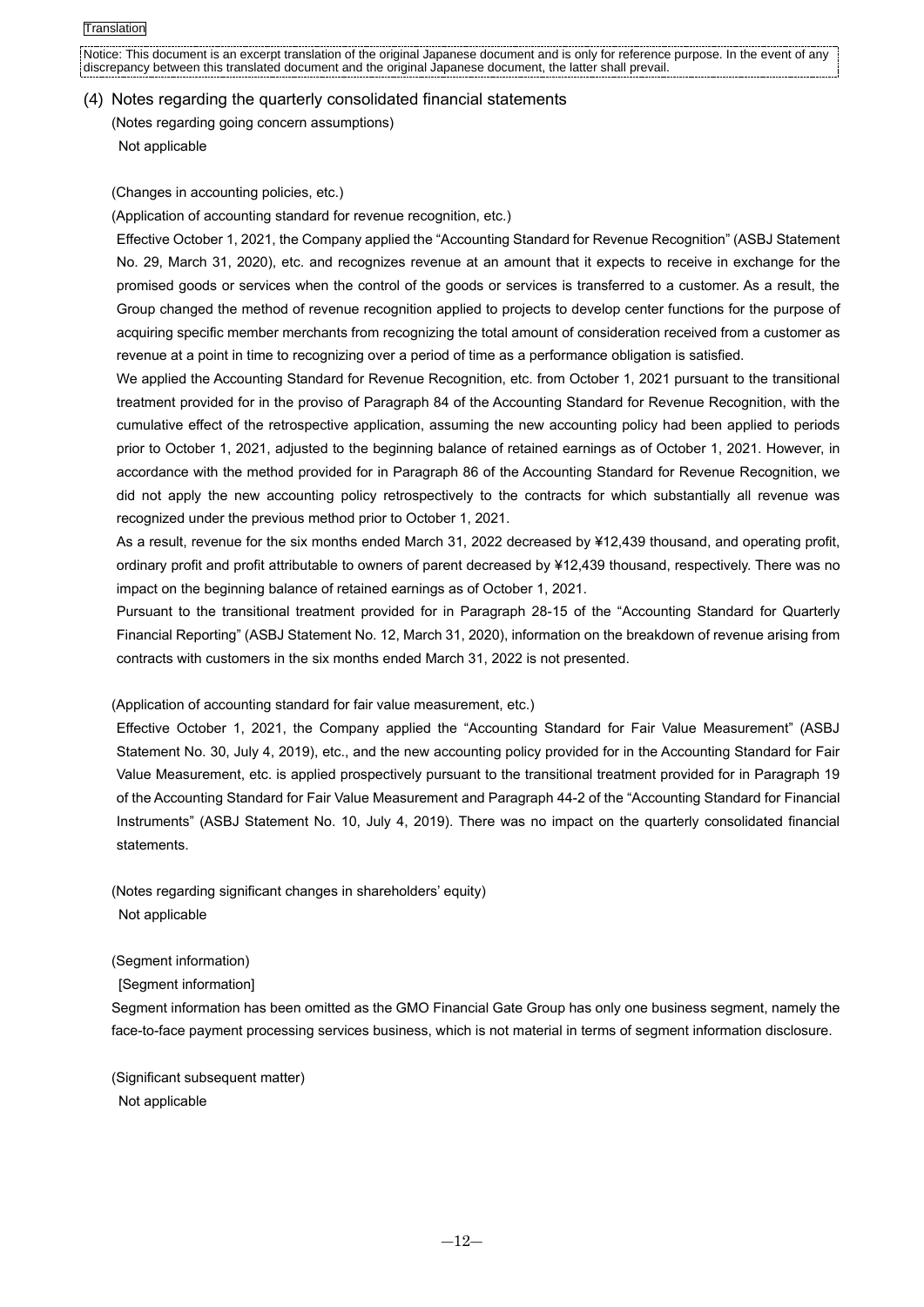Translation

Notice: This document is an excerpt translation of the original Japanese document and is only for reference purpose. In the event of any discrepancy between this translated document and the original Japanese document, the latter shall prevail.

## (4) Notes regarding the quarterly consolidated financial statements

(Notes regarding going concern assumptions)

Not applicable

(Changes in accounting policies, etc.)

(Application of accounting standard for revenue recognition, etc.)

Effective October 1, 2021, the Company applied the "Accounting Standard for Revenue Recognition" (ASBJ Statement No. 29, March 31, 2020), etc. and recognizes revenue at an amount that it expects to receive in exchange for the promised goods or services when the control of the goods or services is transferred to a customer. As a result, the Group changed the method of revenue recognition applied to projects to develop center functions for the purpose of acquiring specific member merchants from recognizing the total amount of consideration received from a customer as revenue at a point in time to recognizing over a period of time as a performance obligation is satisfied.

We applied the Accounting Standard for Revenue Recognition, etc. from October 1, 2021 pursuant to the transitional treatment provided for in the proviso of Paragraph 84 of the Accounting Standard for Revenue Recognition, with the cumulative effect of the retrospective application, assuming the new accounting policy had been applied to periods prior to October 1, 2021, adjusted to the beginning balance of retained earnings as of October 1, 2021. However, in accordance with the method provided for in Paragraph 86 of the Accounting Standard for Revenue Recognition, we did not apply the new accounting policy retrospectively to the contracts for which substantially all revenue was recognized under the previous method prior to October 1, 2021.

As a result, revenue for the six months ended March 31, 2022 decreased by ¥12,439 thousand, and operating profit, ordinary profit and profit attributable to owners of parent decreased by ¥12,439 thousand, respectively. There was no impact on the beginning balance of retained earnings as of October 1, 2021.

Pursuant to the transitional treatment provided for in Paragraph 28-15 of the "Accounting Standard for Quarterly Financial Reporting" (ASBJ Statement No. 12, March 31, 2020), information on the breakdown of revenue arising from contracts with customers in the six months ended March 31, 2022 is not presented.

(Application of accounting standard for fair value measurement, etc.)

Effective October 1, 2021, the Company applied the "Accounting Standard for Fair Value Measurement" (ASBJ Statement No. 30, July 4, 2019), etc., and the new accounting policy provided for in the Accounting Standard for Fair Value Measurement, etc. is applied prospectively pursuant to the transitional treatment provided for in Paragraph 19 of the Accounting Standard for Fair Value Measurement and Paragraph 44-2 of the "Accounting Standard for Financial Instruments" (ASBJ Statement No. 10, July 4, 2019). There was no impact on the quarterly consolidated financial statements.

(Notes regarding significant changes in shareholders' equity)

Not applicable

(Segment information)

[Segment information]

Segment information has been omitted as the GMO Financial Gate Group has only one business segment, namely the face-to-face payment processing services business, which is not material in terms of segment information disclosure.

(Significant subsequent matter)

Not applicable